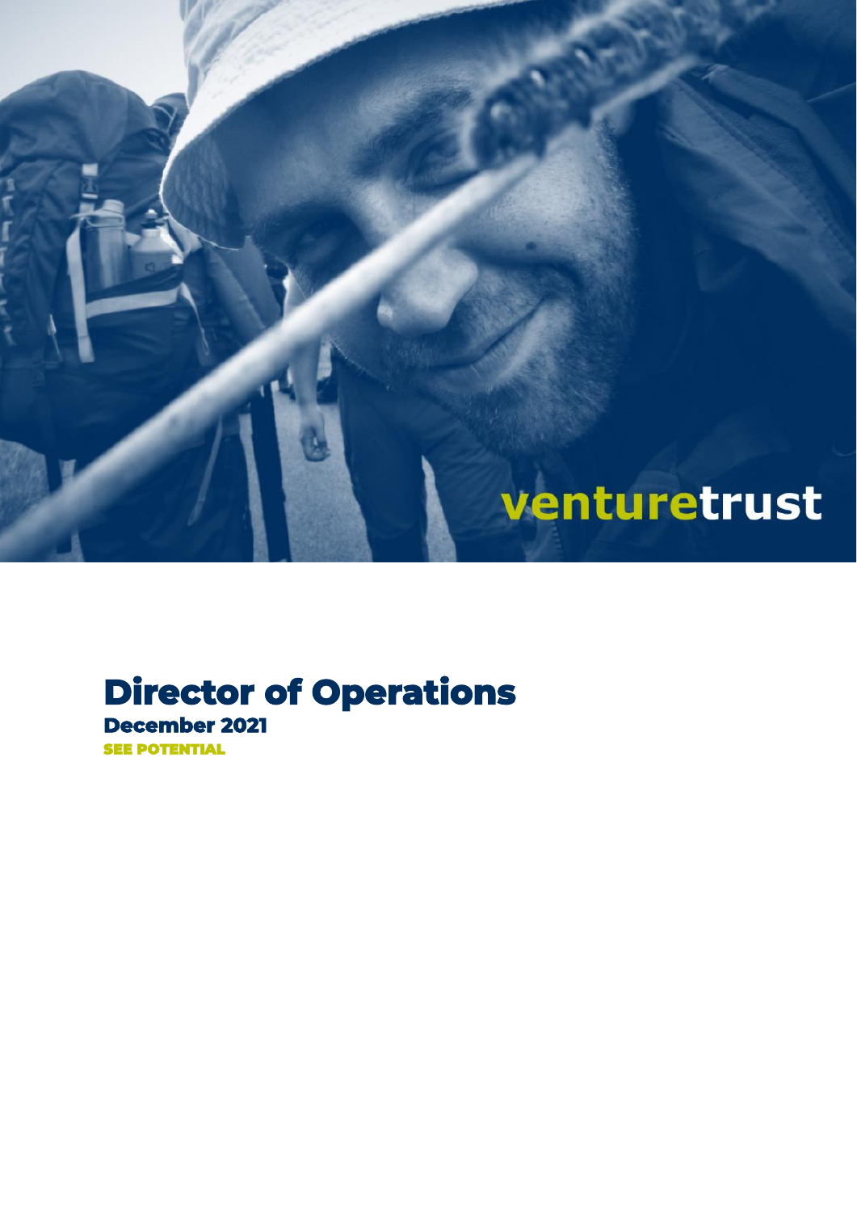venturetrust

# Director of Operations

## December 2021

**SEE POTENTIAL**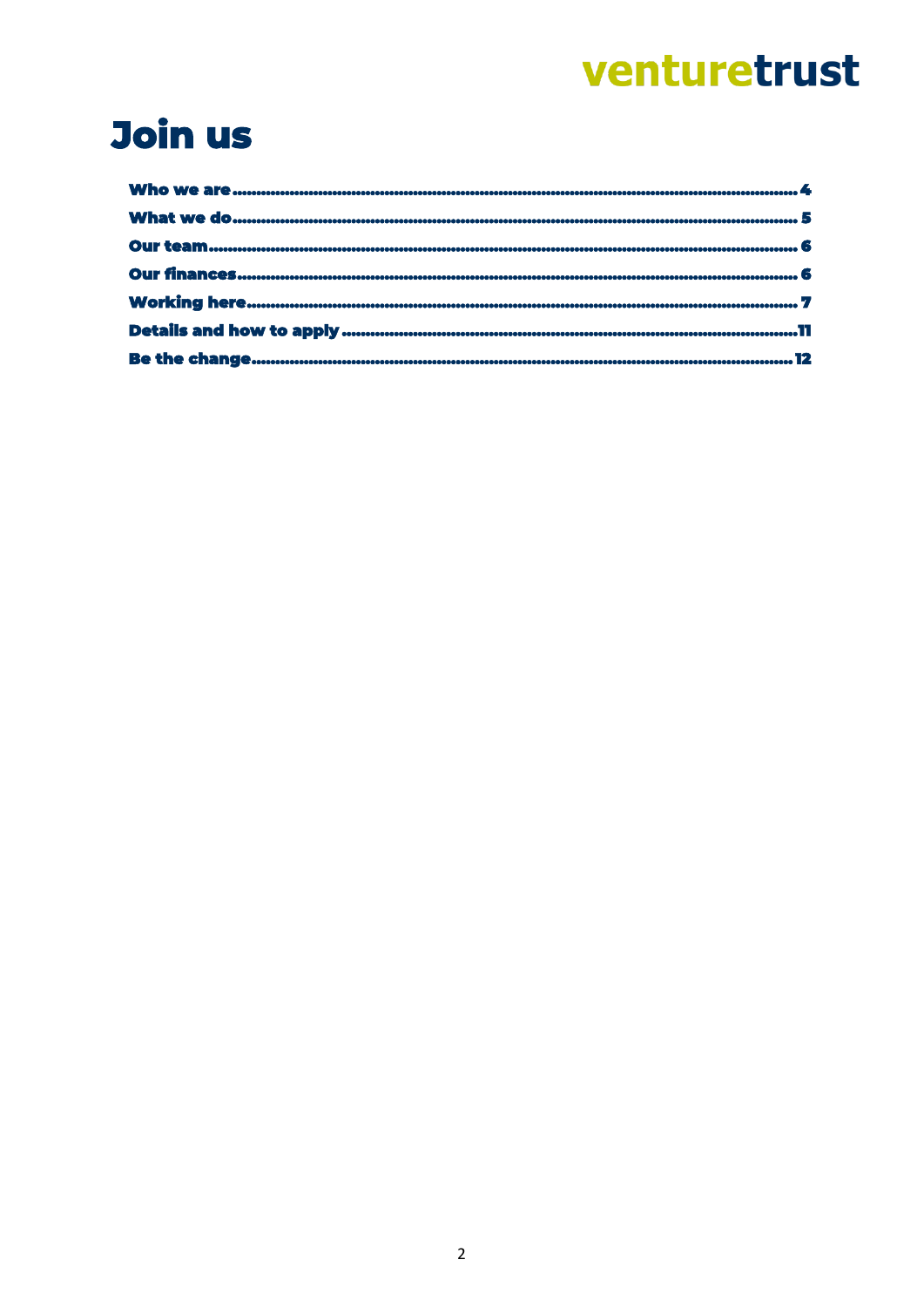# Join us

- Who we are ........................................................................................................ 4
- What we do ........................................................................................................ 5
- Our team ........................................................................................................ 6
- Our finances ........................................................................................................ 6
- Working here ........................................................................................................ 7
- Details and how to apply ........................................................................................................ 11
- Be the change ........................................................................................................ 12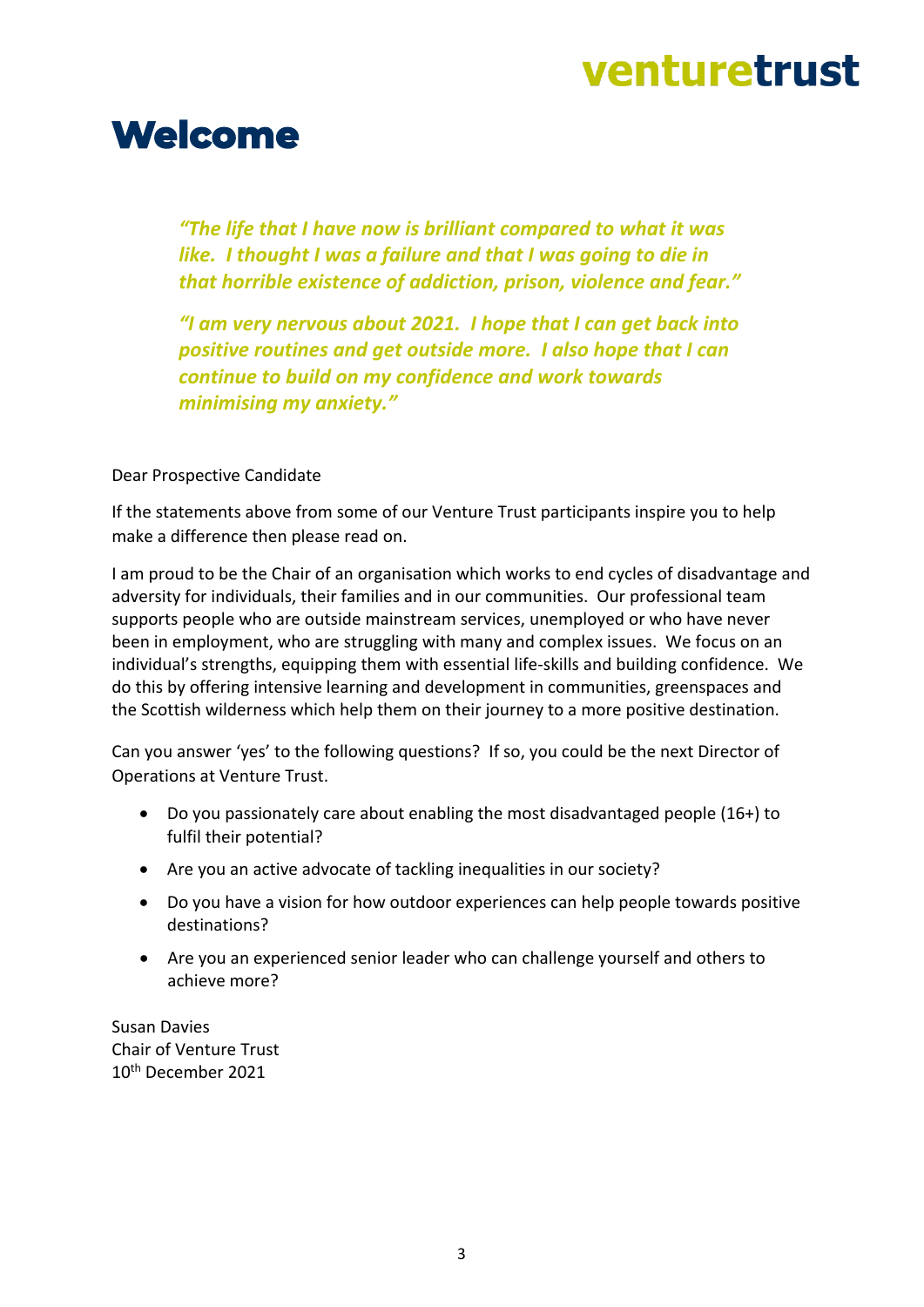venturetrust

# Welcome

> ***"The life that I have now is brilliant compared to what it was like. I thought I was a failure and that I was going to die in that horrible existence of addiction, prison, violence and fear."***
>
> ***"I am very nervous about 2021. I hope that I can get back into positive routines and get outside more. I also hope that I can continue to build on my confidence and work towards minimising my anxiety."***

Dear Prospective Candidate

If the statements above from some of our Venture Trust participants inspire you to help make a difference then please read on.

I am proud to be the Chair of an organisation which works to end cycles of disadvantage and adversity for individuals, their families and in our communities. Our professional team supports people who are outside mainstream services, unemployed or who have never been in employment, who are struggling with many and complex issues. We focus on an individual's strengths, equipping them with essential life-skills and building confidence. We do this by offering intensive learning and development in communities, greenspaces and the Scottish wilderness which help them on their journey to a more positive destination.

Can you answer 'yes' to the following questions? If so, you could be the next Director of Operations at Venture Trust.

- Do you passionately care about enabling the most disadvantaged people (16+) to fulfil their potential?
- Are you an active advocate of tackling inequalities in our society?
- Do you have a vision for how outdoor experiences can help people towards positive destinations?
- Are you an experienced senior leader who can challenge yourself and others to achieve more?

Susan Davies
Chair of Venture Trust
10th December 2021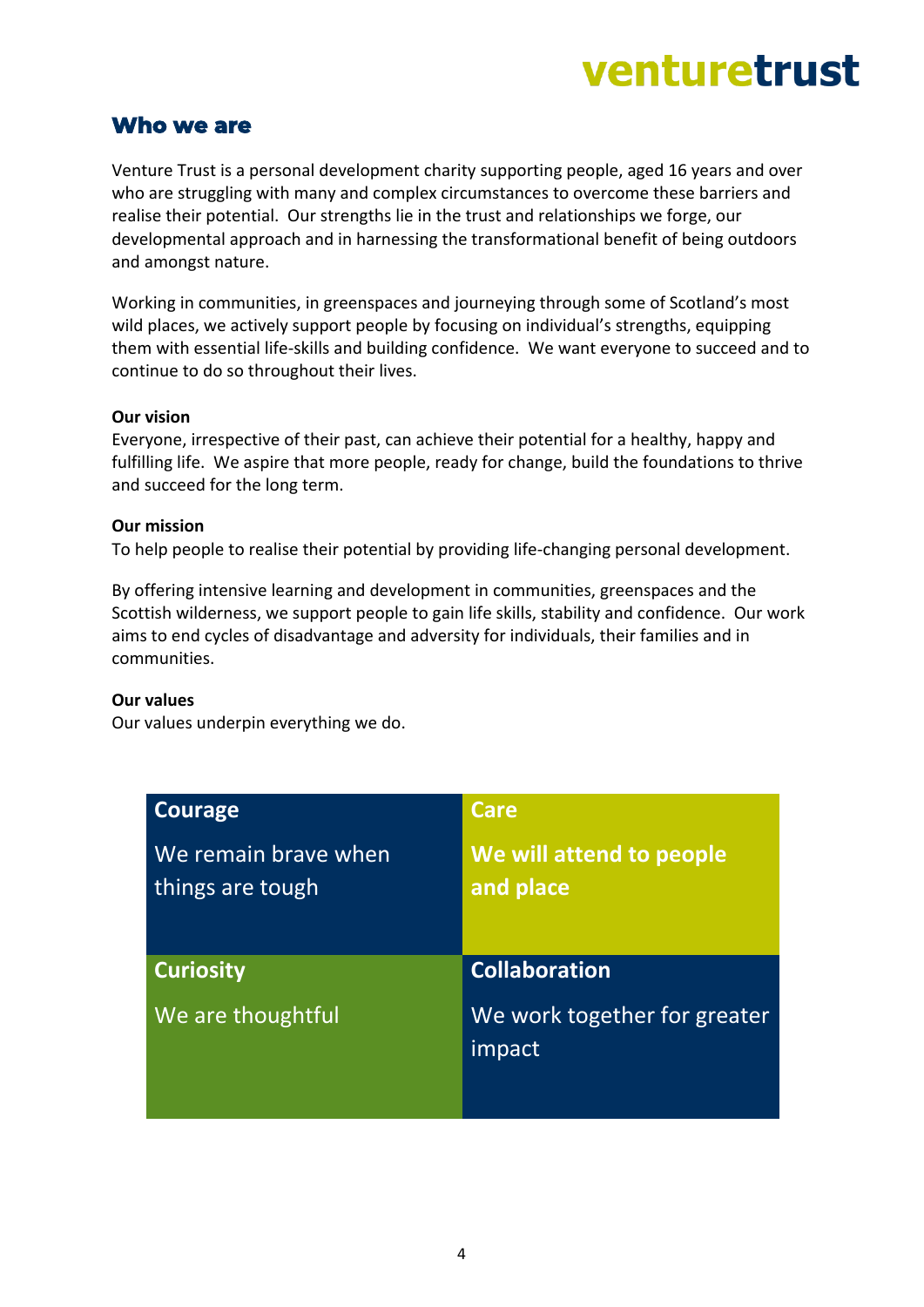## Who we are

Venture Trust is a personal development charity supporting people, aged 16 years and over who are struggling with many and complex circumstances to overcome these barriers and realise their potential. Our strengths lie in the trust and relationships we forge, our developmental approach and in harnessing the transformational benefit of being outdoors and amongst nature.

Working in communities, in greenspaces and journeying through some of Scotland's most wild places, we actively support people by focusing on individual's strengths, equipping them with essential life-skills and building confidence. We want everyone to succeed and to continue to do so throughout their lives.

**Our vision**
Everyone, irrespective of their past, can achieve their potential for a healthy, happy and fulfilling life. We aspire that more people, ready for change, build the foundations to thrive and succeed for the long term.

**Our mission**
To help people to realise their potential by providing life-changing personal development.

By offering intensive learning and development in communities, greenspaces and the Scottish wilderness, we support people to gain life skills, stability and confidence. Our work aims to end cycles of disadvantage and adversity for individuals, their families and in communities.

**Our values**
Our values underpin everything we do.

| **Courage**<br>We remain brave when things are tough | **Care**<br>**We will attend to people and place** |
|---|---|
| **Curiosity**<br>We are thoughtful | **Collaboration**<br>We work together for greater impact |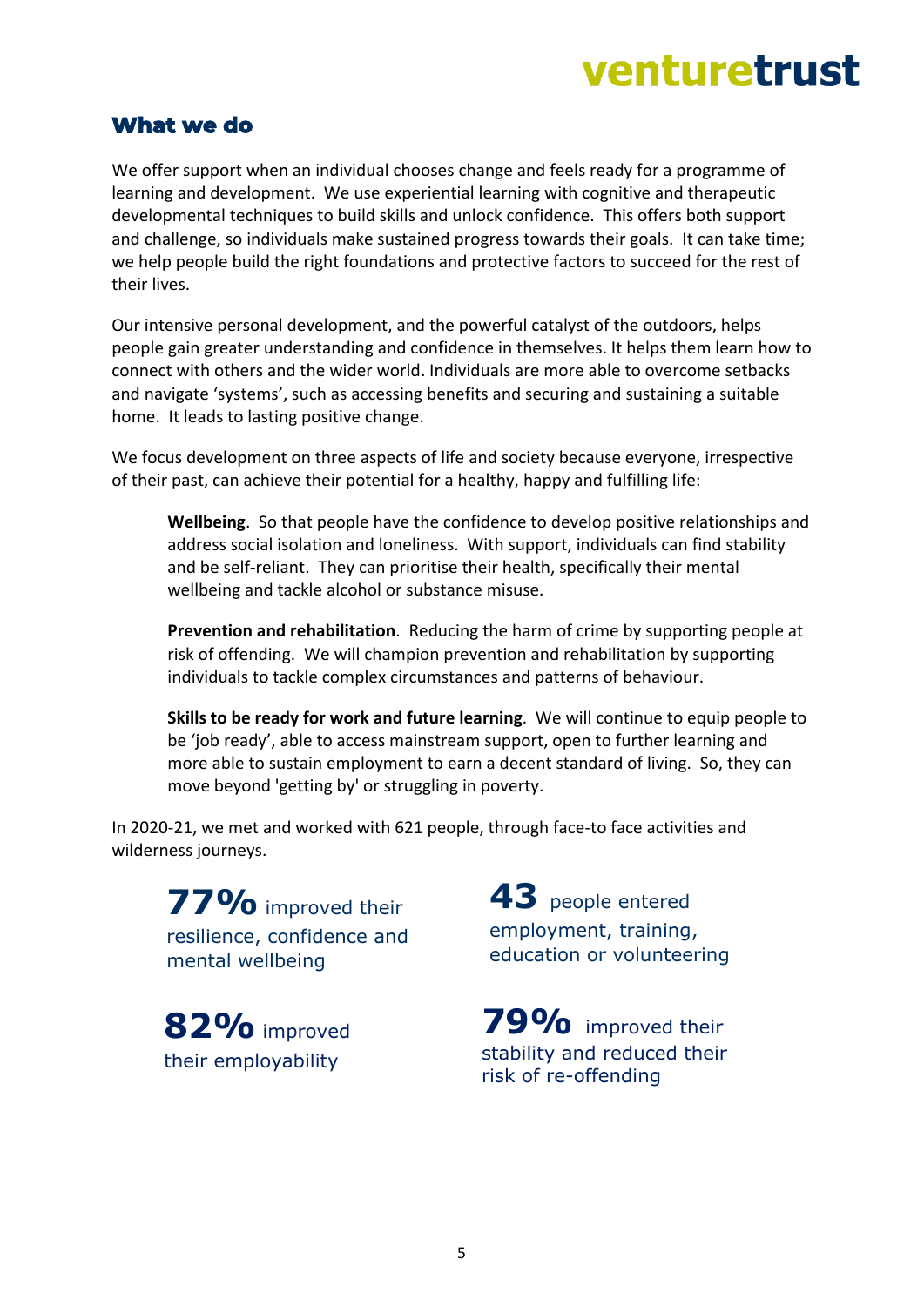## What we do

We offer support when an individual chooses change and feels ready for a programme of learning and development. We use experiential learning with cognitive and therapeutic developmental techniques to build skills and unlock confidence. This offers both support and challenge, so individuals make sustained progress towards their goals. It can take time; we help people build the right foundations and protective factors to succeed for the rest of their lives.

Our intensive personal development, and the powerful catalyst of the outdoors, helps people gain greater understanding and confidence in themselves. It helps them learn how to connect with others and the wider world. Individuals are more able to overcome setbacks and navigate 'systems', such as accessing benefits and securing and sustaining a suitable home. It leads to lasting positive change.

We focus development on three aspects of life and society because everyone, irrespective of their past, can achieve their potential for a healthy, happy and fulfilling life:

> **Wellbeing**. So that people have the confidence to develop positive relationships and address social isolation and loneliness. With support, individuals can find stability and be self-reliant. They can prioritise their health, specifically their mental wellbeing and tackle alcohol or substance misuse.
>
> **Prevention and rehabilitation**. Reducing the harm of crime by supporting people at risk of offending. We will champion prevention and rehabilitation by supporting individuals to tackle complex circumstances and patterns of behaviour.
>
> **Skills to be ready for work and future learning**. We will continue to equip people to be 'job ready', able to access mainstream support, open to further learning and more able to sustain employment to earn a decent standard of living. So, they can move beyond 'getting by' or struggling in poverty.

In 2020-21, we met and worked with 621 people, through face-to face activities and wilderness journeys.

**77%** improved their resilience, confidence and mental wellbeing

**43** people entered employment, training, education or volunteering

**82%** improved their employability

**79%** improved their stability and reduced their risk of re-offending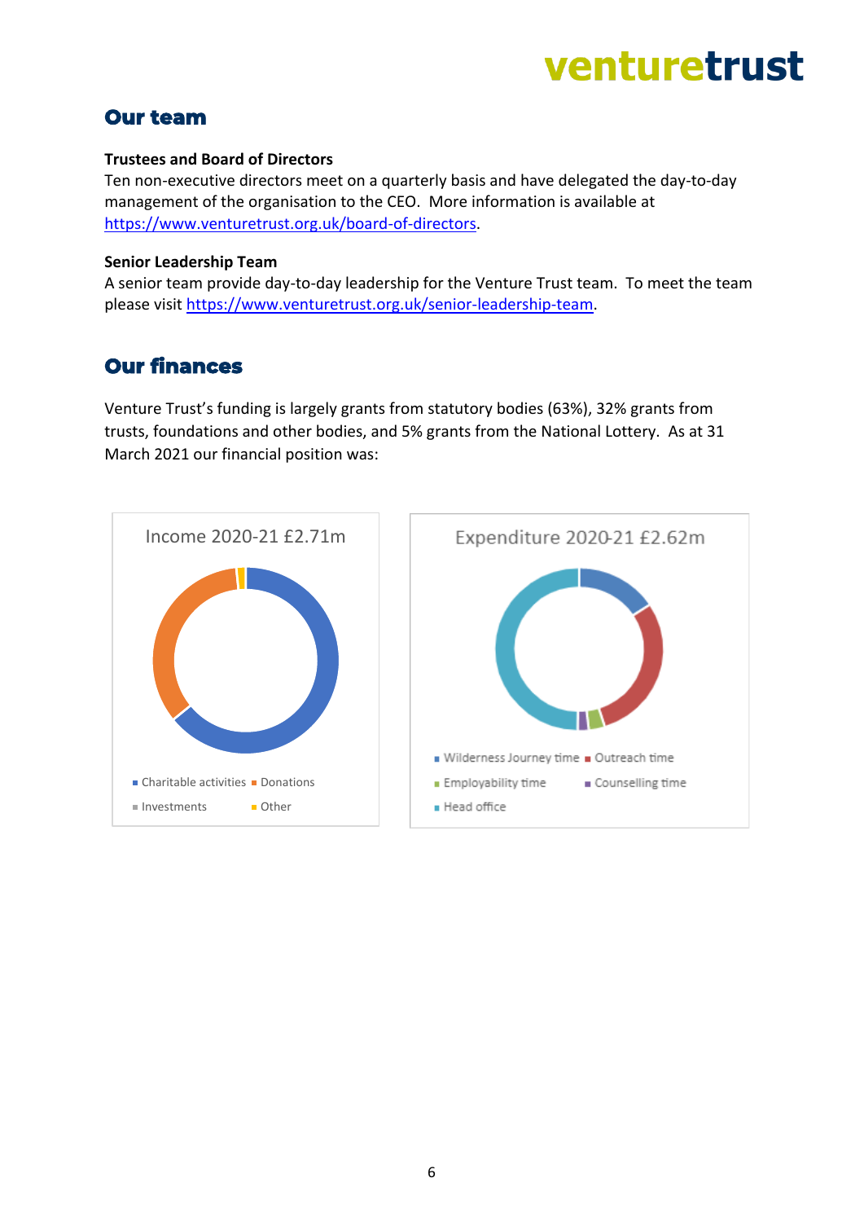## Our team

**Trustees and Board of Directors**
Ten non-executive directors meet on a quarterly basis and have delegated the day-to-day management of the organisation to the CEO. More information is available at https://www.venturetrust.org.uk/board-of-directors.

**Senior Leadership Team**
A senior team provide day-to-day leadership for the Venture Trust team. To meet the team please visit https://www.venturetrust.org.uk/senior-leadership-team.

## Our finances

Venture Trust's funding is largely grants from statutory bodies (63%), 32% grants from trusts, foundations and other bodies, and 5% grants from the National Lottery. As at 31 March 2021 our financial position was:

Income 2020-21 £2.71m

- Charitable activities
- Donations
- Investments
- Other

Expenditure 2020-21 £2.62m

- Wilderness Journey time
- Outreach time
- Employability time
- Counselling time
- Head office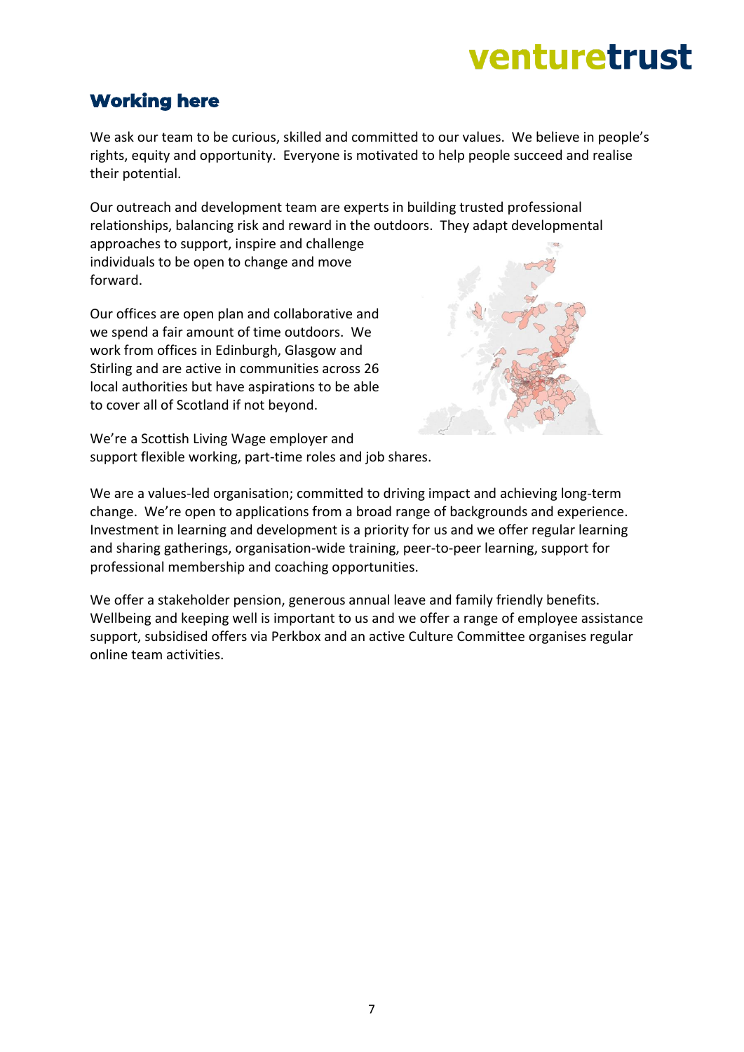## Working here

We ask our team to be curious, skilled and committed to our values. We believe in people's rights, equity and opportunity. Everyone is motivated to help people succeed and realise their potential.

Our outreach and development team are experts in building trusted professional relationships, balancing risk and reward in the outdoors. They adapt developmental approaches to support, inspire and challenge individuals to be open to change and move forward.

Our offices are open plan and collaborative and we spend a fair amount of time outdoors. We work from offices in Edinburgh, Glasgow and Stirling and are active in communities across 26 local authorities but have aspirations to be able to cover all of Scotland if not beyond.

We're a Scottish Living Wage employer and support flexible working, part-time roles and job shares.

We are a values-led organisation; committed to driving impact and achieving long-term change. We're open to applications from a broad range of backgrounds and experience. Investment in learning and development is a priority for us and we offer regular learning and sharing gatherings, organisation-wide training, peer-to-peer learning, support for professional membership and coaching opportunities.

We offer a stakeholder pension, generous annual leave and family friendly benefits. Wellbeing and keeping well is important to us and we offer a range of employee assistance support, subsidised offers via Perkbox and an active Culture Committee organises regular online team activities.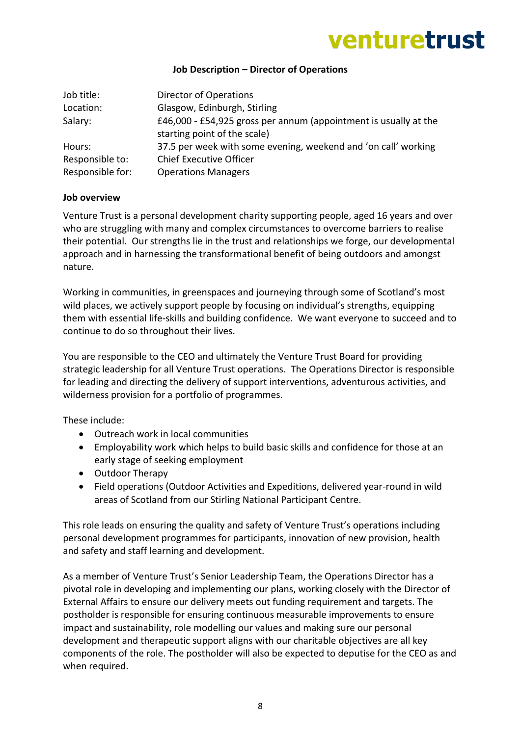venturetrust

**Job Description – Director of Operations**

| | |
|---|---|
| Job title: | Director of Operations |
| Location: | Glasgow, Edinburgh, Stirling |
| Salary: | £46,000 - £54,925 gross per annum (appointment is usually at the starting point of the scale) |
| Hours: | 37.5 per week with some evening, weekend and 'on call' working |
| Responsible to: | Chief Executive Officer |
| Responsible for: | Operations Managers |

**Job overview**

Venture Trust is a personal development charity supporting people, aged 16 years and over who are struggling with many and complex circumstances to overcome barriers to realise their potential. Our strengths lie in the trust and relationships we forge, our developmental approach and in harnessing the transformational benefit of being outdoors and amongst nature.

Working in communities, in greenspaces and journeying through some of Scotland's most wild places, we actively support people by focusing on individual's strengths, equipping them with essential life-skills and building confidence. We want everyone to succeed and to continue to do so throughout their lives.

You are responsible to the CEO and ultimately the Venture Trust Board for providing strategic leadership for all Venture Trust operations. The Operations Director is responsible for leading and directing the delivery of support interventions, adventurous activities, and wilderness provision for a portfolio of programmes.

These include:

- Outreach work in local communities
- Employability work which helps to build basic skills and confidence for those at an early stage of seeking employment
- Outdoor Therapy
- Field operations (Outdoor Activities and Expeditions, delivered year-round in wild areas of Scotland from our Stirling National Participant Centre.

This role leads on ensuring the quality and safety of Venture Trust's operations including personal development programmes for participants, innovation of new provision, health and safety and staff learning and development.

As a member of Venture Trust's Senior Leadership Team, the Operations Director has a pivotal role in developing and implementing our plans, working closely with the Director of External Affairs to ensure our delivery meets out funding requirement and targets. The postholder is responsible for ensuring continuous measurable improvements to ensure impact and sustainability, role modelling our values and making sure our personal development and therapeutic support aligns with our charitable objectives are all key components of the role. The postholder will also be expected to deputise for the CEO as and when required.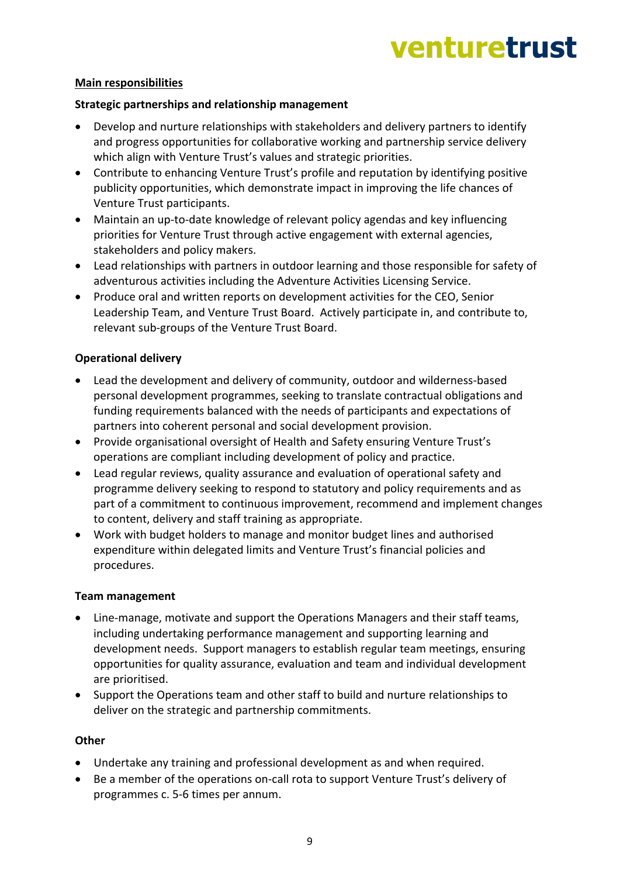## Main responsibilities

**Strategic partnerships and relationship management**

- Develop and nurture relationships with stakeholders and delivery partners to identify and progress opportunities for collaborative working and partnership service delivery which align with Venture Trust's values and strategic priorities.
- Contribute to enhancing Venture Trust's profile and reputation by identifying positive publicity opportunities, which demonstrate impact in improving the life chances of Venture Trust participants.
- Maintain an up-to-date knowledge of relevant policy agendas and key influencing priorities for Venture Trust through active engagement with external agencies, stakeholders and policy makers.
- Lead relationships with partners in outdoor learning and those responsible for safety of adventurous activities including the Adventure Activities Licensing Service.
- Produce oral and written reports on development activities for the CEO, Senior Leadership Team, and Venture Trust Board. Actively participate in, and contribute to, relevant sub-groups of the Venture Trust Board.

**Operational delivery**

- Lead the development and delivery of community, outdoor and wilderness-based personal development programmes, seeking to translate contractual obligations and funding requirements balanced with the needs of participants and expectations of partners into coherent personal and social development provision.
- Provide organisational oversight of Health and Safety ensuring Venture Trust's operations are compliant including development of policy and practice.
- Lead regular reviews, quality assurance and evaluation of operational safety and programme delivery seeking to respond to statutory and policy requirements and as part of a commitment to continuous improvement, recommend and implement changes to content, delivery and staff training as appropriate.
- Work with budget holders to manage and monitor budget lines and authorised expenditure within delegated limits and Venture Trust's financial policies and procedures.

**Team management**

- Line-manage, motivate and support the Operations Managers and their staff teams, including undertaking performance management and supporting learning and development needs. Support managers to establish regular team meetings, ensuring opportunities for quality assurance, evaluation and team and individual development are prioritised.
- Support the Operations team and other staff to build and nurture relationships to deliver on the strategic and partnership commitments.

**Other**

- Undertake any training and professional development as and when required.
- Be a member of the operations on-call rota to support Venture Trust's delivery of programmes c. 5-6 times per annum.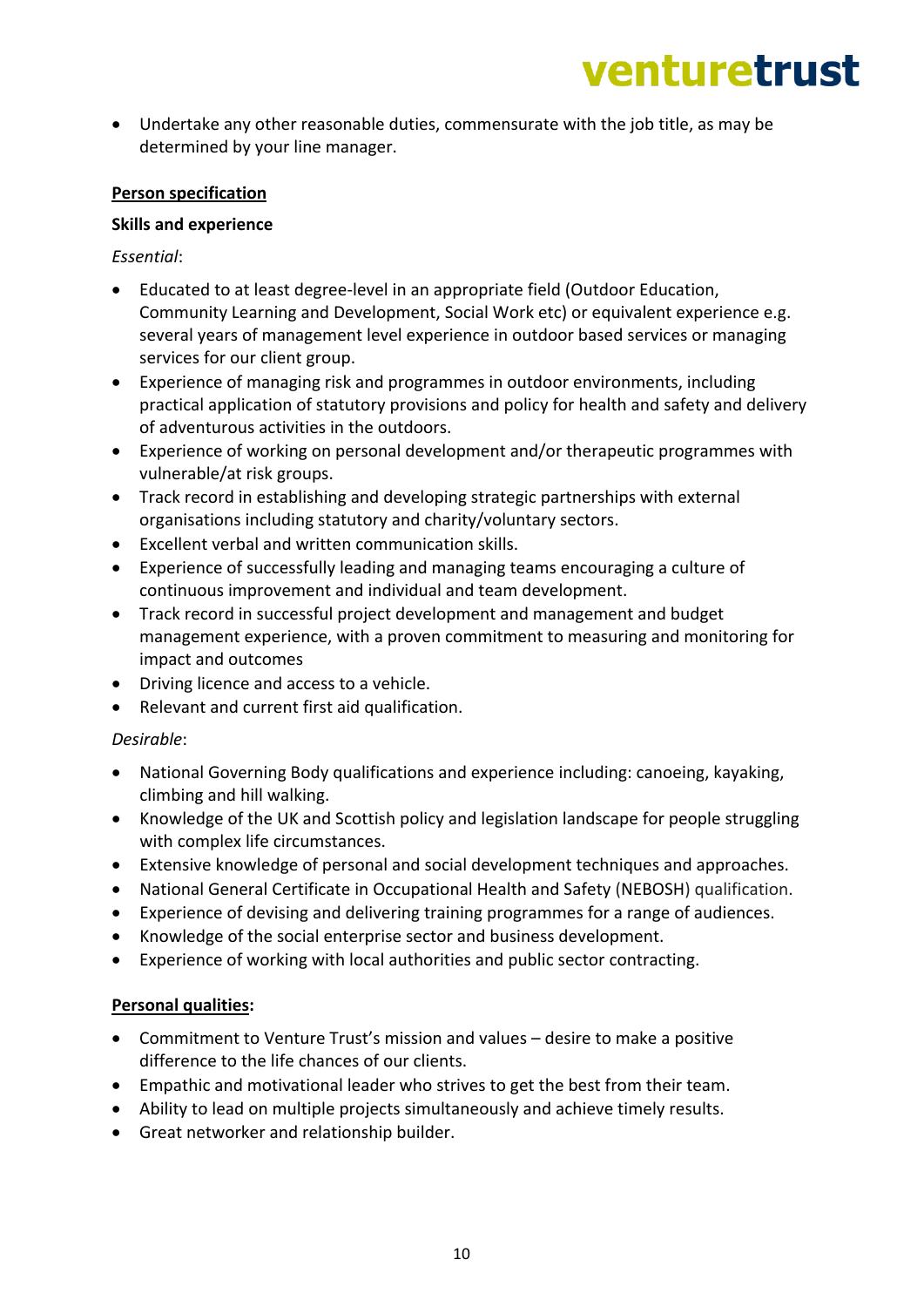- Undertake any other reasonable duties, commensurate with the job title, as may be determined by your line manager.

**Person specification**

**Skills and experience**

*Essential*:

- Educated to at least degree-level in an appropriate field (Outdoor Education, Community Learning and Development, Social Work etc) or equivalent experience e.g. several years of management level experience in outdoor based services or managing services for our client group.
- Experience of managing risk and programmes in outdoor environments, including practical application of statutory provisions and policy for health and safety and delivery of adventurous activities in the outdoors.
- Experience of working on personal development and/or therapeutic programmes with vulnerable/at risk groups.
- Track record in establishing and developing strategic partnerships with external organisations including statutory and charity/voluntary sectors.
- Excellent verbal and written communication skills.
- Experience of successfully leading and managing teams encouraging a culture of continuous improvement and individual and team development.
- Track record in successful project development and management and budget management experience, with a proven commitment to measuring and monitoring for impact and outcomes
- Driving licence and access to a vehicle.
- Relevant and current first aid qualification.

*Desirable*:

- National Governing Body qualifications and experience including: canoeing, kayaking, climbing and hill walking.
- Knowledge of the UK and Scottish policy and legislation landscape for people struggling with complex life circumstances.
- Extensive knowledge of personal and social development techniques and approaches.
- National General Certificate in Occupational Health and Safety (NEBOSH) qualification.
- Experience of devising and delivering training programmes for a range of audiences.
- Knowledge of the social enterprise sector and business development.
- Experience of working with local authorities and public sector contracting.

**Personal qualities:**

- Commitment to Venture Trust's mission and values – desire to make a positive difference to the life chances of our clients.
- Empathic and motivational leader who strives to get the best from their team.
- Ability to lead on multiple projects simultaneously and achieve timely results.
- Great networker and relationship builder.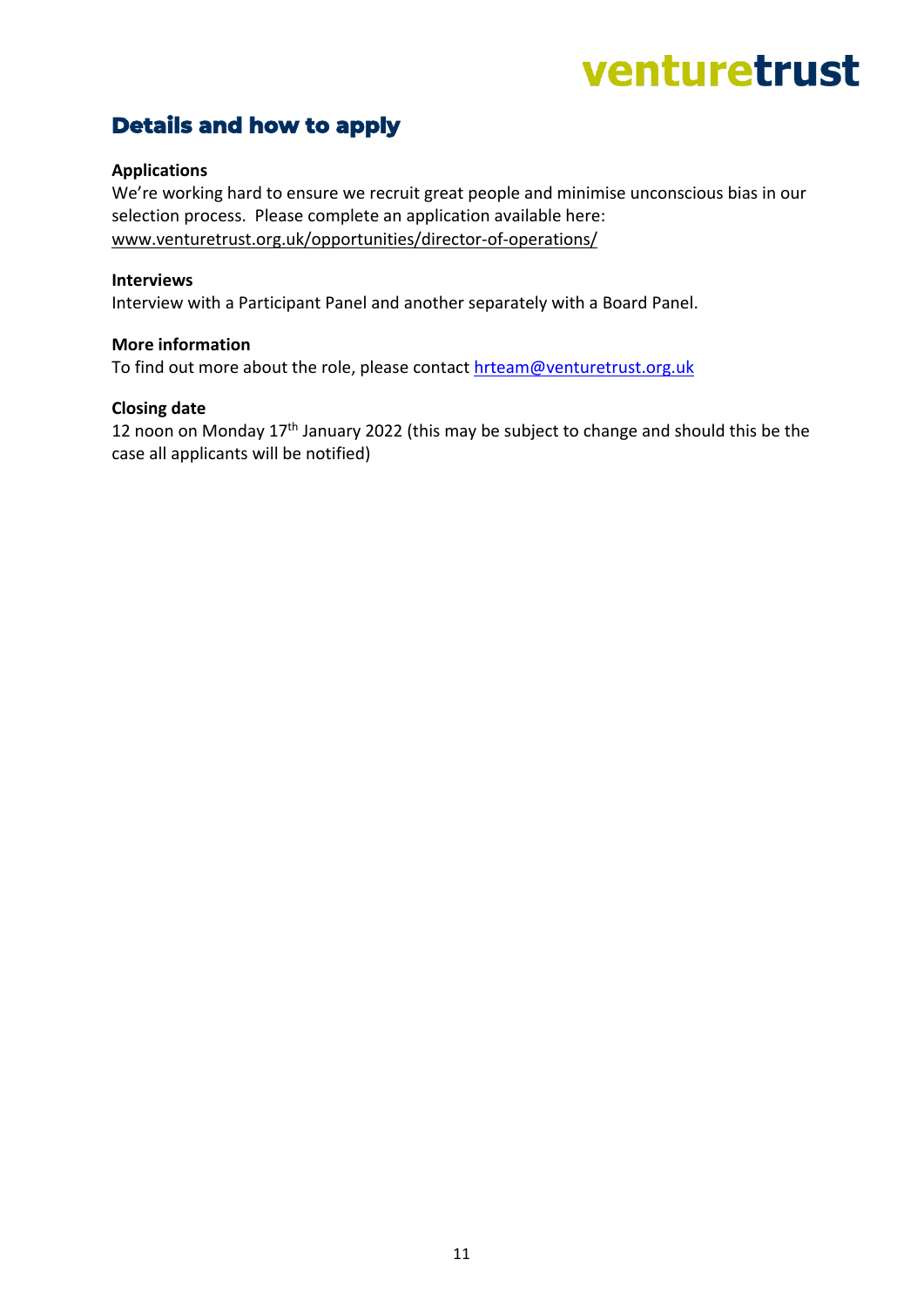## Details and how to apply

**Applications**

We're working hard to ensure we recruit great people and minimise unconscious bias in our selection process. Please complete an application available here: www.venturetrust.org.uk/opportunities/director-of-operations/

**Interviews**

Interview with a Participant Panel and another separately with a Board Panel.

**More information**

To find out more about the role, please contact hrteam@venturetrust.org.uk

**Closing date**

12 noon on Monday 17th January 2022 (this may be subject to change and should this be the case all applicants will be notified)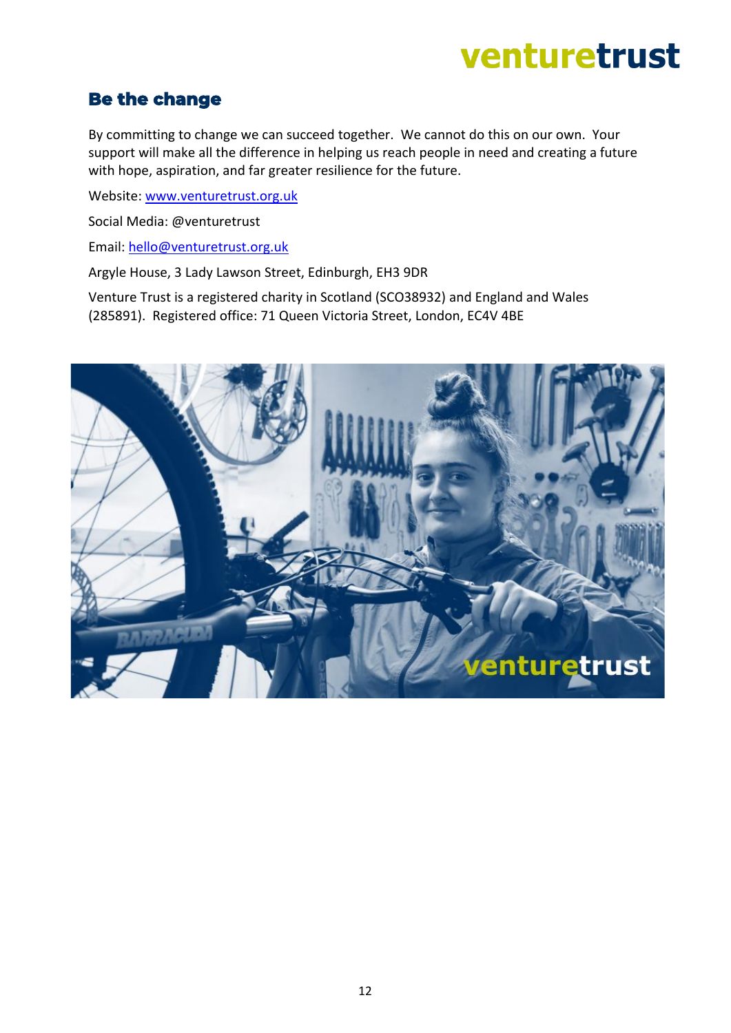## Be the change

By committing to change we can succeed together.  We cannot do this on our own.  Your support will make all the difference in helping us reach people in need and creating a future with hope, aspiration, and far greater resilience for the future.

Website: www.venturetrust.org.uk

Social Media: @venturetrust

Email: hello@venturetrust.org.uk

Argyle House, 3 Lady Lawson Street, Edinburgh, EH3 9DR

Venture Trust is a registered charity in Scotland (SCO38932) and England and Wales (285891).  Registered office: 71 Queen Victoria Street, London, EC4V 4BE